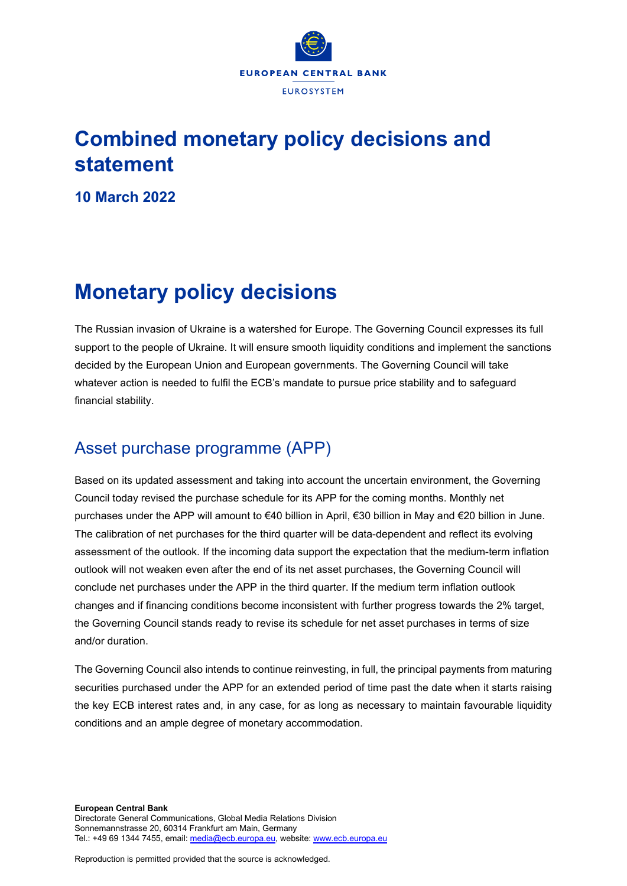# Combined monetary policy decisions and statement

**10 March 2022**

# Monetary policy decisions

The Russian invasion of Ukraine is a watershed for Europe. The Governing Council expresses its full support to the people of Ukraine. It will ensure smooth liquidity conditions and implement the sanctions decided by the European Union and European governments. The Governing Council will take whatever action is needed to fulfil the ECB's mandate to pursue price stability and to safeguard financial stability.

## Asset purchase programme (APP)

Based on its updated assessment and taking into account the uncertain environment, the Governing Council today revised the purchase schedule for its APP for the coming months. Monthly net purchases under the APP will amount to €40 billion in April, €30 billion in May and €20 billion in June. The calibration of net purchases for the third quarter will be data-dependent and reflect its evolving assessment of the outlook. If the incoming data support the expectation that the medium-term inflation outlook will not weaken even after the end of its net asset purchases, the Governing Council will conclude net purchases under the APP in the third quarter. If the medium term inflation outlook changes and if financing conditions become inconsistent with further progress towards the 2% target, the Governing Council stands ready to revise its schedule for net asset purchases in terms of size and/or duration.

The Governing Council also intends to continue reinvesting, in full, the principal payments from maturing securities purchased under the APP for an extended period of time past the date when it starts raising the key ECB interest rates and, in any case, for as long as necessary to maintain favourable liquidity conditions and an ample degree of monetary accommodation.

**European Central Bank**
Directorate General Communications, Global Media Relations Division
Sonnemannstrasse 20, 60314 Frankfurt am Main, Germany
Tel.: +49 69 1344 7455, email: media@ecb.europa.eu, website: www.ecb.europa.eu

Reproduction is permitted provided that the source is acknowledged.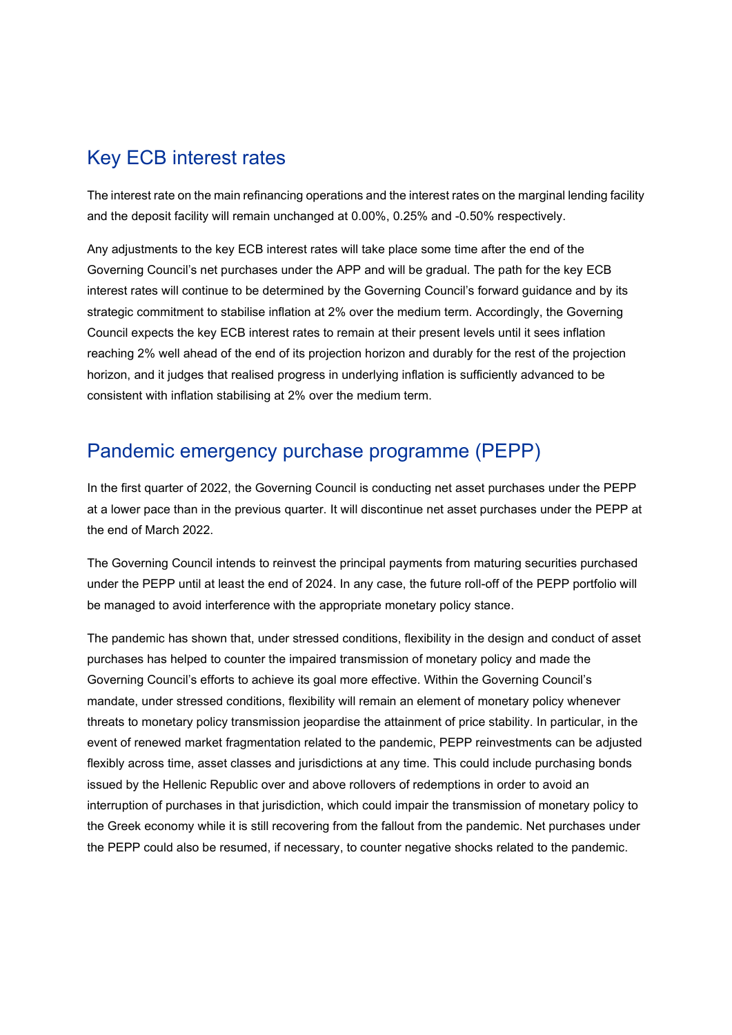## Key ECB interest rates

The interest rate on the main refinancing operations and the interest rates on the marginal lending facility and the deposit facility will remain unchanged at 0.00%, 0.25% and -0.50% respectively.

Any adjustments to the key ECB interest rates will take place some time after the end of the Governing Council's net purchases under the APP and will be gradual. The path for the key ECB interest rates will continue to be determined by the Governing Council's forward guidance and by its strategic commitment to stabilise inflation at 2% over the medium term. Accordingly, the Governing Council expects the key ECB interest rates to remain at their present levels until it sees inflation reaching 2% well ahead of the end of its projection horizon and durably for the rest of the projection horizon, and it judges that realised progress in underlying inflation is sufficiently advanced to be consistent with inflation stabilising at 2% over the medium term.

## Pandemic emergency purchase programme (PEPP)

In the first quarter of 2022, the Governing Council is conducting net asset purchases under the PEPP at a lower pace than in the previous quarter. It will discontinue net asset purchases under the PEPP at the end of March 2022.

The Governing Council intends to reinvest the principal payments from maturing securities purchased under the PEPP until at least the end of 2024. In any case, the future roll-off of the PEPP portfolio will be managed to avoid interference with the appropriate monetary policy stance.

The pandemic has shown that, under stressed conditions, flexibility in the design and conduct of asset purchases has helped to counter the impaired transmission of monetary policy and made the Governing Council's efforts to achieve its goal more effective. Within the Governing Council's mandate, under stressed conditions, flexibility will remain an element of monetary policy whenever threats to monetary policy transmission jeopardise the attainment of price stability. In particular, in the event of renewed market fragmentation related to the pandemic, PEPP reinvestments can be adjusted flexibly across time, asset classes and jurisdictions at any time. This could include purchasing bonds issued by the Hellenic Republic over and above rollovers of redemptions in order to avoid an interruption of purchases in that jurisdiction, which could impair the transmission of monetary policy to the Greek economy while it is still recovering from the fallout from the pandemic. Net purchases under the PEPP could also be resumed, if necessary, to counter negative shocks related to the pandemic.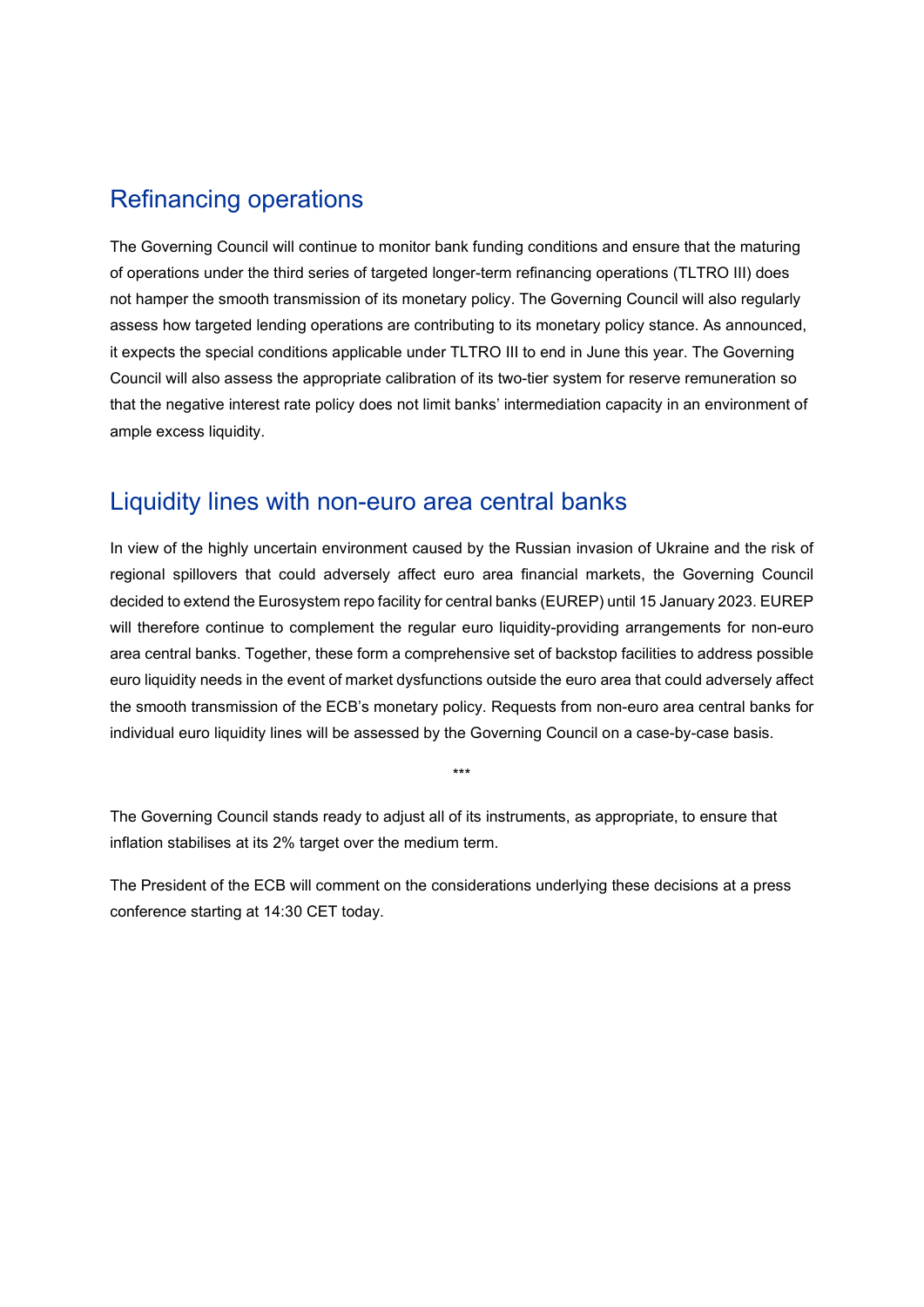## Refinancing operations

The Governing Council will continue to monitor bank funding conditions and ensure that the maturing of operations under the third series of targeted longer-term refinancing operations (TLTRO III) does not hamper the smooth transmission of its monetary policy. The Governing Council will also regularly assess how targeted lending operations are contributing to its monetary policy stance. As announced, it expects the special conditions applicable under TLTRO III to end in June this year. The Governing Council will also assess the appropriate calibration of its two-tier system for reserve remuneration so that the negative interest rate policy does not limit banks' intermediation capacity in an environment of ample excess liquidity.

## Liquidity lines with non-euro area central banks

In view of the highly uncertain environment caused by the Russian invasion of Ukraine and the risk of regional spillovers that could adversely affect euro area financial markets, the Governing Council decided to extend the Eurosystem repo facility for central banks (EUREP) until 15 January 2023. EUREP will therefore continue to complement the regular euro liquidity-providing arrangements for non-euro area central banks. Together, these form a comprehensive set of backstop facilities to address possible euro liquidity needs in the event of market dysfunctions outside the euro area that could adversely affect the smooth transmission of the ECB's monetary policy. Requests from non-euro area central banks for individual euro liquidity lines will be assessed by the Governing Council on a case-by-case basis.

***

The Governing Council stands ready to adjust all of its instruments, as appropriate, to ensure that inflation stabilises at its 2% target over the medium term.

The President of the ECB will comment on the considerations underlying these decisions at a press conference starting at 14:30 CET today.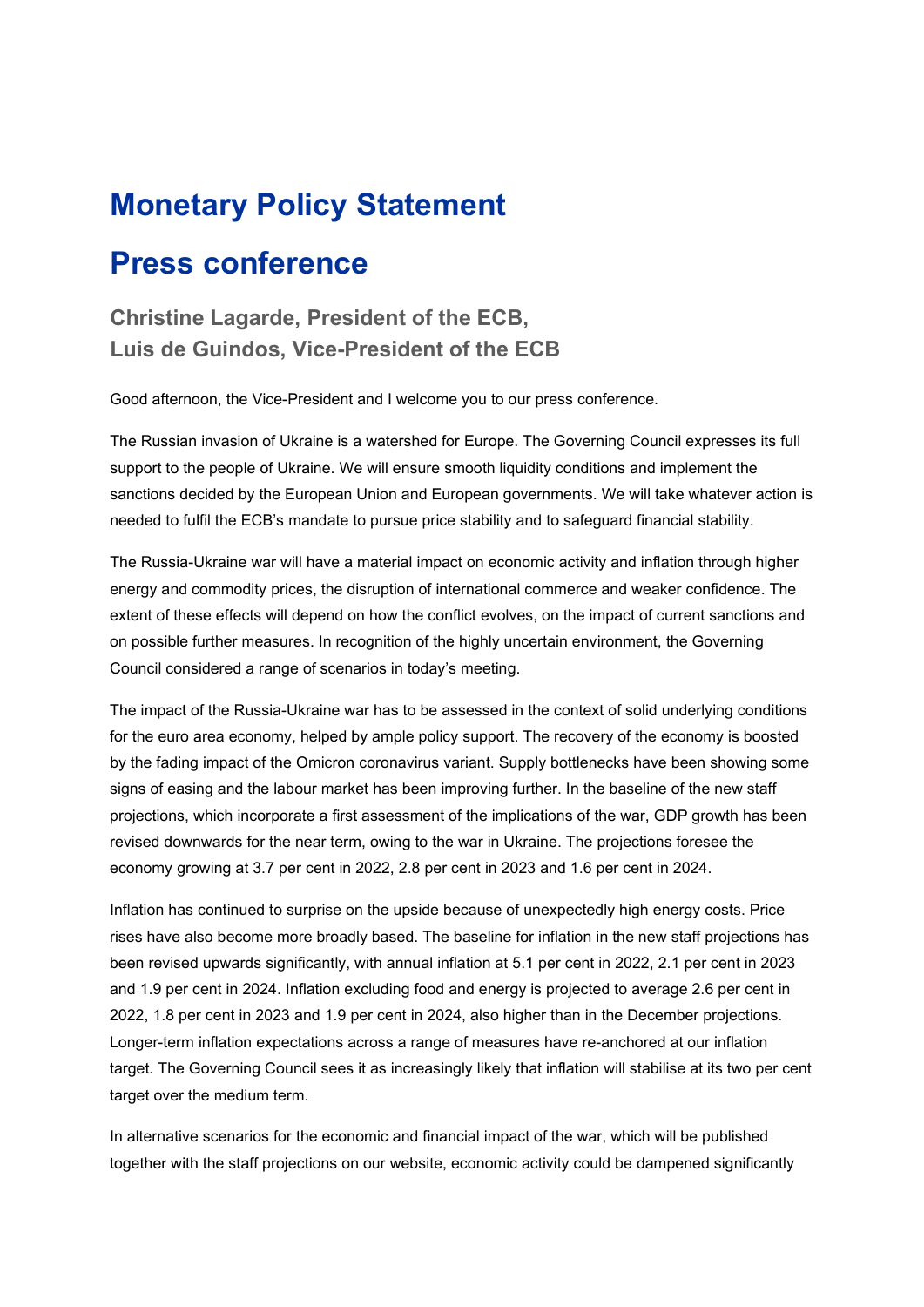# Monetary Policy Statement

# Press conference

### Christine Lagarde, President of the ECB,
### Luis de Guindos, Vice-President of the ECB

Good afternoon, the Vice-President and I welcome you to our press conference.

The Russian invasion of Ukraine is a watershed for Europe. The Governing Council expresses its full support to the people of Ukraine. We will ensure smooth liquidity conditions and implement the sanctions decided by the European Union and European governments. We will take whatever action is needed to fulfil the ECB's mandate to pursue price stability and to safeguard financial stability.

The Russia-Ukraine war will have a material impact on economic activity and inflation through higher energy and commodity prices, the disruption of international commerce and weaker confidence. The extent of these effects will depend on how the conflict evolves, on the impact of current sanctions and on possible further measures. In recognition of the highly uncertain environment, the Governing Council considered a range of scenarios in today's meeting.

The impact of the Russia-Ukraine war has to be assessed in the context of solid underlying conditions for the euro area economy, helped by ample policy support. The recovery of the economy is boosted by the fading impact of the Omicron coronavirus variant. Supply bottlenecks have been showing some signs of easing and the labour market has been improving further. In the baseline of the new staff projections, which incorporate a first assessment of the implications of the war, GDP growth has been revised downwards for the near term, owing to the war in Ukraine. The projections foresee the economy growing at 3.7 per cent in 2022, 2.8 per cent in 2023 and 1.6 per cent in 2024.

Inflation has continued to surprise on the upside because of unexpectedly high energy costs. Price rises have also become more broadly based. The baseline for inflation in the new staff projections has been revised upwards significantly, with annual inflation at 5.1 per cent in 2022, 2.1 per cent in 2023 and 1.9 per cent in 2024. Inflation excluding food and energy is projected to average 2.6 per cent in 2022, 1.8 per cent in 2023 and 1.9 per cent in 2024, also higher than in the December projections. Longer-term inflation expectations across a range of measures have re-anchored at our inflation target. The Governing Council sees it as increasingly likely that inflation will stabilise at its two per cent target over the medium term.

In alternative scenarios for the economic and financial impact of the war, which will be published together with the staff projections on our website, economic activity could be dampened significantly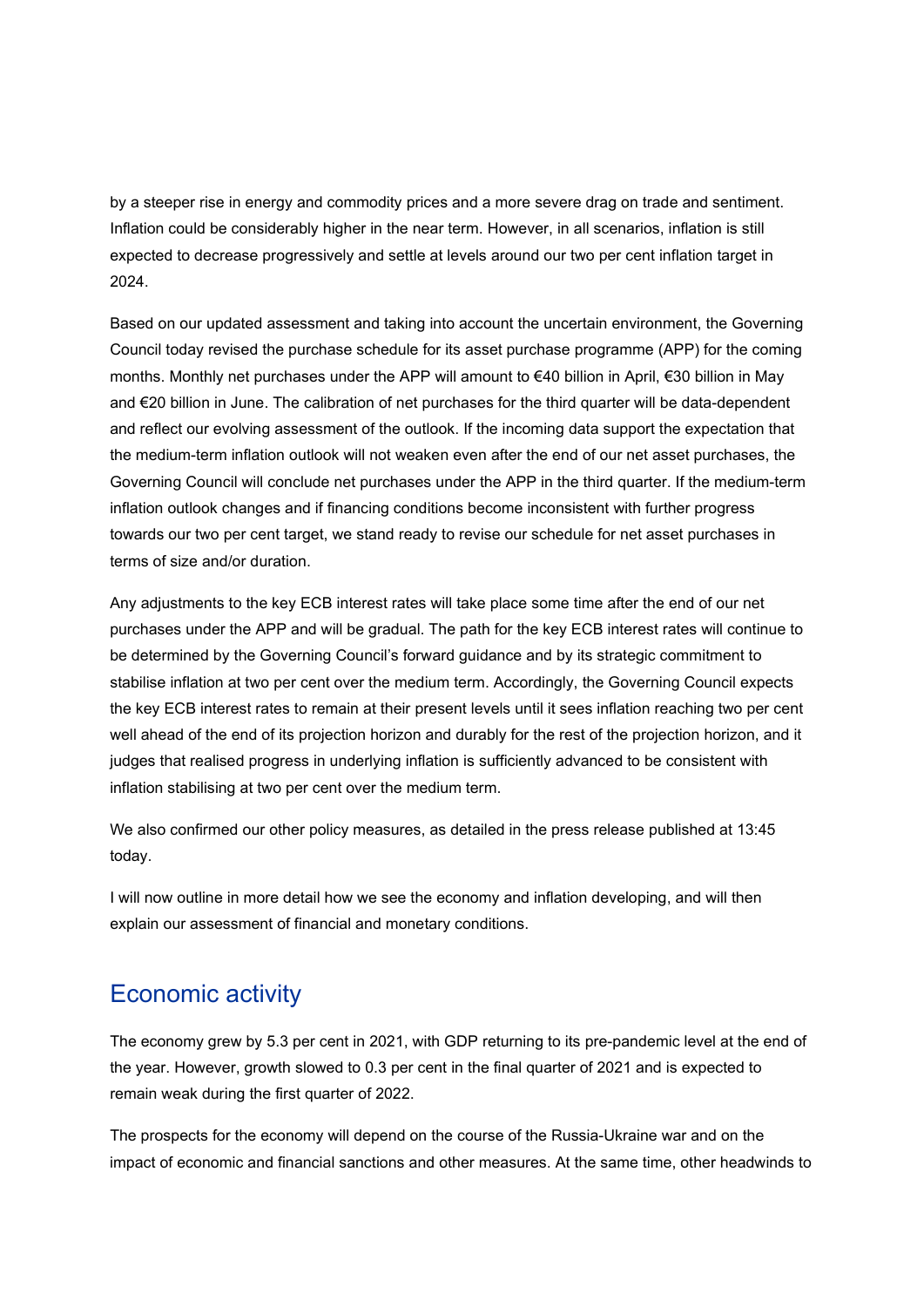by a steeper rise in energy and commodity prices and a more severe drag on trade and sentiment. Inflation could be considerably higher in the near term. However, in all scenarios, inflation is still expected to decrease progressively and settle at levels around our two per cent inflation target in 2024.

Based on our updated assessment and taking into account the uncertain environment, the Governing Council today revised the purchase schedule for its asset purchase programme (APP) for the coming months. Monthly net purchases under the APP will amount to €40 billion in April, €30 billion in May and €20 billion in June. The calibration of net purchases for the third quarter will be data-dependent and reflect our evolving assessment of the outlook. If the incoming data support the expectation that the medium-term inflation outlook will not weaken even after the end of our net asset purchases, the Governing Council will conclude net purchases under the APP in the third quarter. If the medium-term inflation outlook changes and if financing conditions become inconsistent with further progress towards our two per cent target, we stand ready to revise our schedule for net asset purchases in terms of size and/or duration.

Any adjustments to the key ECB interest rates will take place some time after the end of our net purchases under the APP and will be gradual. The path for the key ECB interest rates will continue to be determined by the Governing Council's forward guidance and by its strategic commitment to stabilise inflation at two per cent over the medium term. Accordingly, the Governing Council expects the key ECB interest rates to remain at their present levels until it sees inflation reaching two per cent well ahead of the end of its projection horizon and durably for the rest of the projection horizon, and it judges that realised progress in underlying inflation is sufficiently advanced to be consistent with inflation stabilising at two per cent over the medium term.

We also confirmed our other policy measures, as detailed in the press release published at 13:45 today.

I will now outline in more detail how we see the economy and inflation developing, and will then explain our assessment of financial and monetary conditions.

## Economic activity

The economy grew by 5.3 per cent in 2021, with GDP returning to its pre-pandemic level at the end of the year. However, growth slowed to 0.3 per cent in the final quarter of 2021 and is expected to remain weak during the first quarter of 2022.

The prospects for the economy will depend on the course of the Russia-Ukraine war and on the impact of economic and financial sanctions and other measures. At the same time, other headwinds to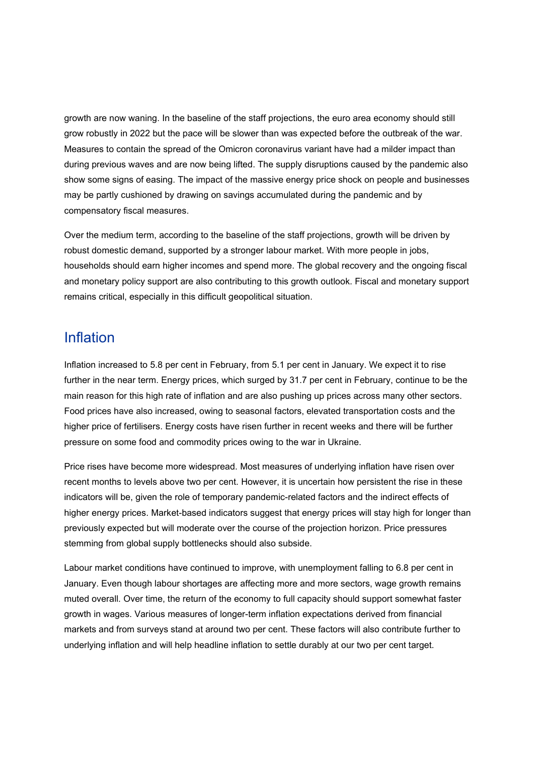growth are now waning. In the baseline of the staff projections, the euro area economy should still grow robustly in 2022 but the pace will be slower than was expected before the outbreak of the war. Measures to contain the spread of the Omicron coronavirus variant have had a milder impact than during previous waves and are now being lifted. The supply disruptions caused by the pandemic also show some signs of easing. The impact of the massive energy price shock on people and businesses may be partly cushioned by drawing on savings accumulated during the pandemic and by compensatory fiscal measures.

Over the medium term, according to the baseline of the staff projections, growth will be driven by robust domestic demand, supported by a stronger labour market. With more people in jobs, households should earn higher incomes and spend more. The global recovery and the ongoing fiscal and monetary policy support are also contributing to this growth outlook. Fiscal and monetary support remains critical, especially in this difficult geopolitical situation.

## Inflation

Inflation increased to 5.8 per cent in February, from 5.1 per cent in January. We expect it to rise further in the near term. Energy prices, which surged by 31.7 per cent in February, continue to be the main reason for this high rate of inflation and are also pushing up prices across many other sectors. Food prices have also increased, owing to seasonal factors, elevated transportation costs and the higher price of fertilisers. Energy costs have risen further in recent weeks and there will be further pressure on some food and commodity prices owing to the war in Ukraine.

Price rises have become more widespread. Most measures of underlying inflation have risen over recent months to levels above two per cent. However, it is uncertain how persistent the rise in these indicators will be, given the role of temporary pandemic-related factors and the indirect effects of higher energy prices. Market-based indicators suggest that energy prices will stay high for longer than previously expected but will moderate over the course of the projection horizon. Price pressures stemming from global supply bottlenecks should also subside.

Labour market conditions have continued to improve, with unemployment falling to 6.8 per cent in January. Even though labour shortages are affecting more and more sectors, wage growth remains muted overall. Over time, the return of the economy to full capacity should support somewhat faster growth in wages. Various measures of longer-term inflation expectations derived from financial markets and from surveys stand at around two per cent. These factors will also contribute further to underlying inflation and will help headline inflation to settle durably at our two per cent target.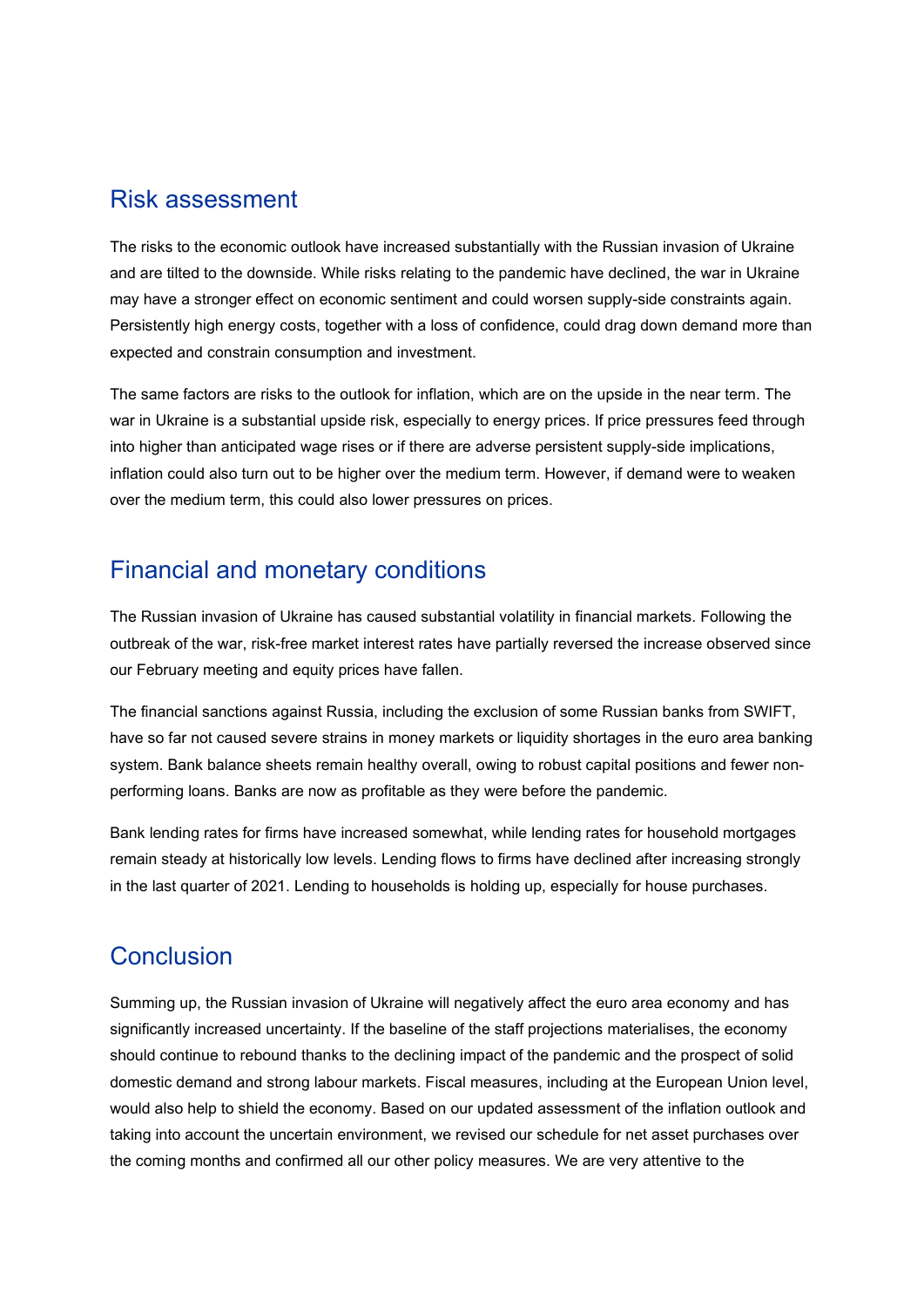## Risk assessment

The risks to the economic outlook have increased substantially with the Russian invasion of Ukraine and are tilted to the downside. While risks relating to the pandemic have declined, the war in Ukraine may have a stronger effect on economic sentiment and could worsen supply-side constraints again. Persistently high energy costs, together with a loss of confidence, could drag down demand more than expected and constrain consumption and investment.

The same factors are risks to the outlook for inflation, which are on the upside in the near term. The war in Ukraine is a substantial upside risk, especially to energy prices. If price pressures feed through into higher than anticipated wage rises or if there are adverse persistent supply-side implications, inflation could also turn out to be higher over the medium term. However, if demand were to weaken over the medium term, this could also lower pressures on prices.

## Financial and monetary conditions

The Russian invasion of Ukraine has caused substantial volatility in financial markets. Following the outbreak of the war, risk-free market interest rates have partially reversed the increase observed since our February meeting and equity prices have fallen.

The financial sanctions against Russia, including the exclusion of some Russian banks from SWIFT, have so far not caused severe strains in money markets or liquidity shortages in the euro area banking system. Bank balance sheets remain healthy overall, owing to robust capital positions and fewer non-performing loans. Banks are now as profitable as they were before the pandemic.

Bank lending rates for firms have increased somewhat, while lending rates for household mortgages remain steady at historically low levels. Lending flows to firms have declined after increasing strongly in the last quarter of 2021. Lending to households is holding up, especially for house purchases.

## Conclusion

Summing up, the Russian invasion of Ukraine will negatively affect the euro area economy and has significantly increased uncertainty. If the baseline of the staff projections materialises, the economy should continue to rebound thanks to the declining impact of the pandemic and the prospect of solid domestic demand and strong labour markets. Fiscal measures, including at the European Union level, would also help to shield the economy. Based on our updated assessment of the inflation outlook and taking into account the uncertain environment, we revised our schedule for net asset purchases over the coming months and confirmed all our other policy measures. We are very attentive to the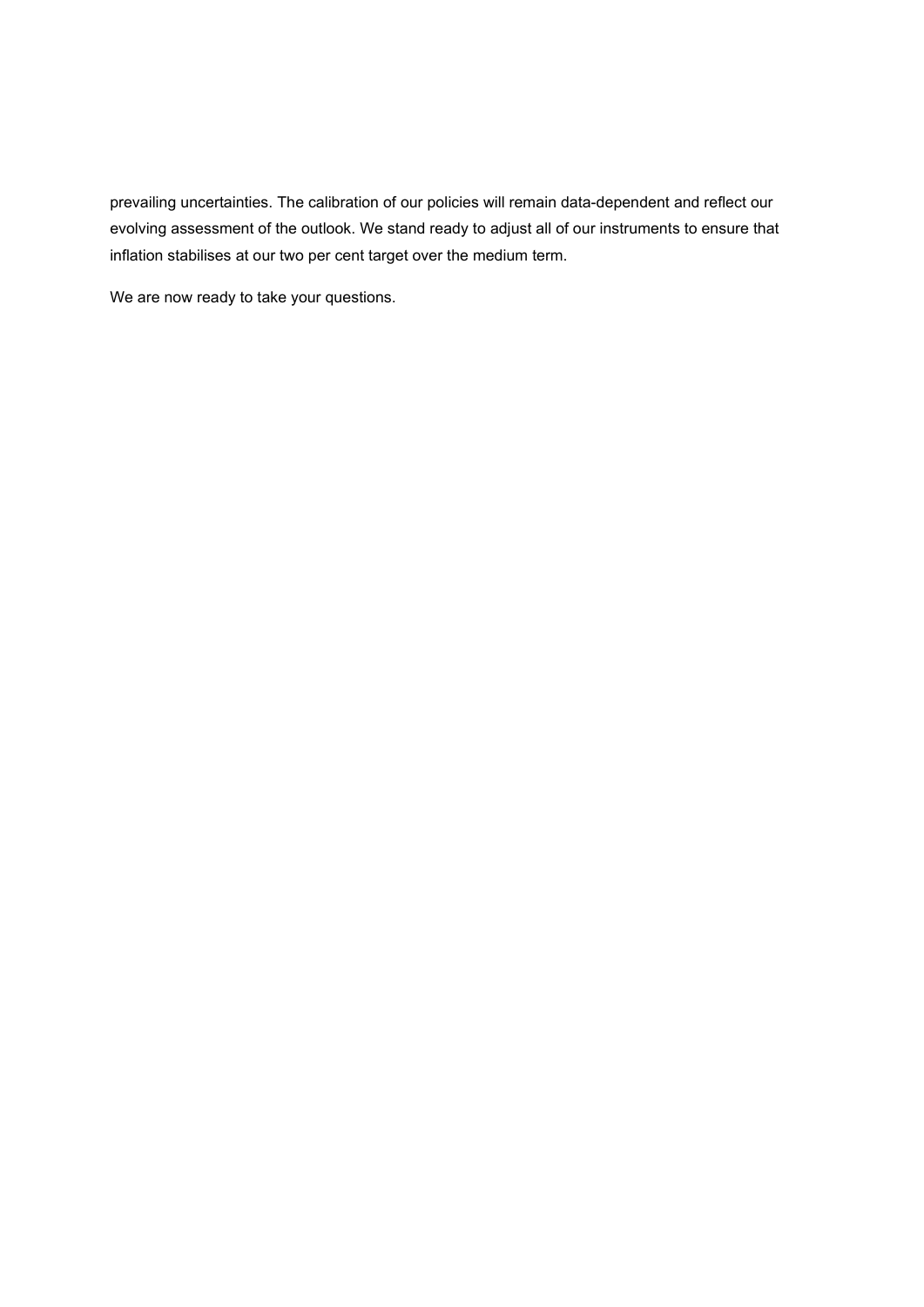prevailing uncertainties. The calibration of our policies will remain data-dependent and reflect our evolving assessment of the outlook. We stand ready to adjust all of our instruments to ensure that inflation stabilises at our two per cent target over the medium term.

We are now ready to take your questions.